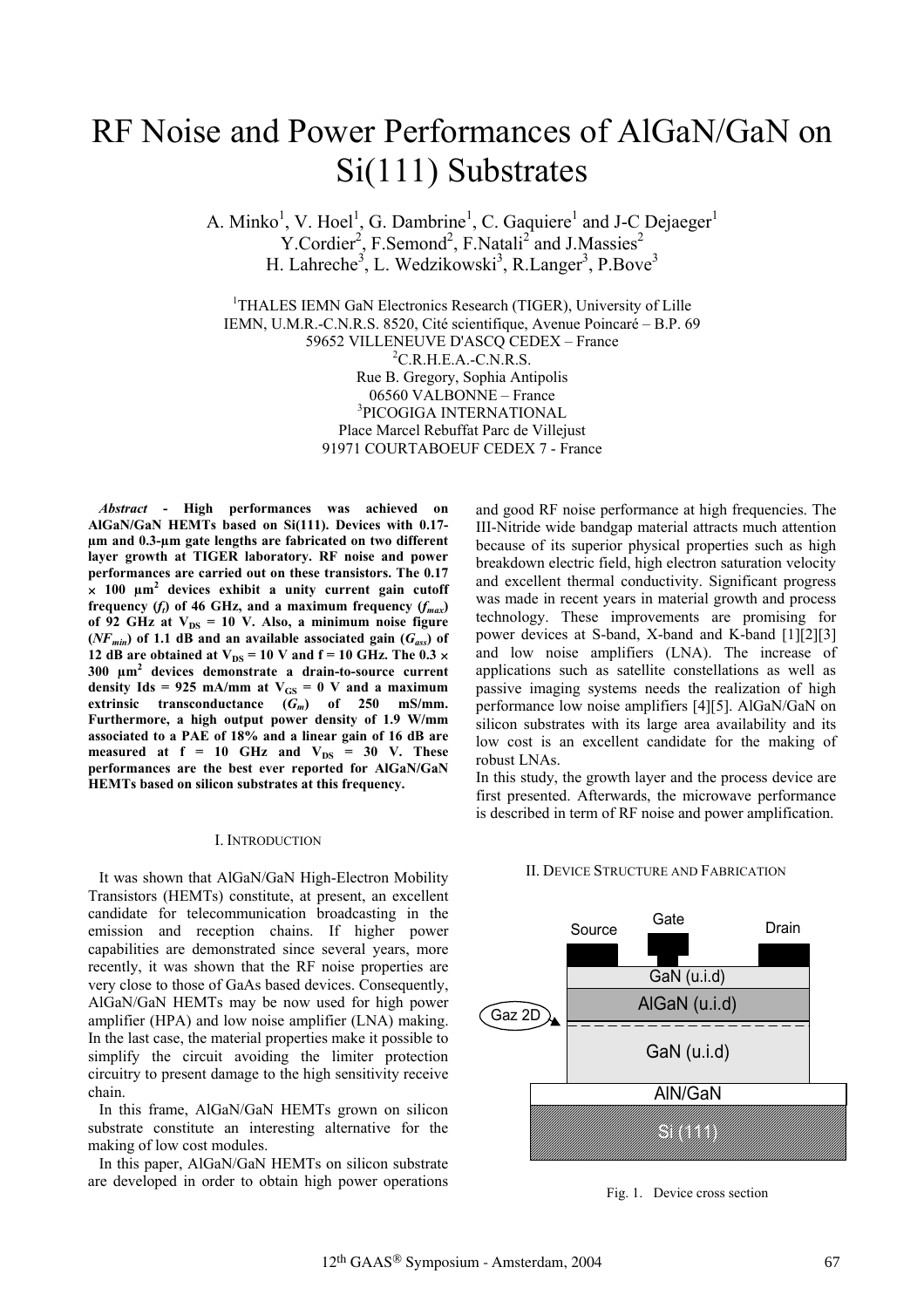# RF Noise and Power Performances of AlGaN/GaN on Si(111) Substrates

A. Minko[1], V. Hoel[1], G. Dambrine[1], C. Gaquiere[1] and J-C Dejaeger[1]
Y.Cordier[2], F.Semond[2], F.Natali[2] and J.Massies[2]
H. Lahreche[3], L. Wedzikowski[3], R.Langer[3], P.Bove[3]

[1]THALES IEMN GaN Electronics Research (TIGER), University of Lille
IEMN, U.M.R.-C.N.R.S. 8520, Cité scientifique, Avenue Poincaré – B.P. 69
59652 VILLENEUVE D'ASCQ CEDEX – France
[2]C.R.H.E.A.-C.N.R.S.
Rue B. Gregory, Sophia Antipolis
06560 VALBONNE – France
[3]PICOGIGA INTERNATIONAL
Place Marcel Rebuffat Parc de Villejust
91971 COURTABOEUF CEDEX 7 - France

***Abstract* - High performances was achieved on AlGaN/GaN HEMTs based on Si(111). Devices with 0.17-µm and 0.3-µm gate lengths are fabricated on two different layer growth at TIGER laboratory. RF noise and power performances are carried out on these transistors. The 0.17 × 100 µm² devices exhibit a unity current gain cutoff frequency ($f_t$) of 46 GHz, and a maximum frequency ($f_{max}$) of 92 GHz at $V_{DS}$ = 10 V. Also, a minimum noise figure ($NF_{min}$) of 1.1 dB and an available associated gain ($G_{ass}$) of 12 dB are obtained at $V_{DS}$ = 10 V and f = 10 GHz. The 0.3 × 300 µm² devices demonstrate a drain-to-source current density Ids = 925 mA/mm at $V_{GS}$ = 0 V and a maximum extrinsic transconductance ($G_m$) of 250 mS/mm. Furthermore, a high output power density of 1.9 W/mm associated to a PAE of 18% and a linear gain of 16 dB are measured at f = 10 GHz and $V_{DS}$ = 30 V. These performances are the best ever reported for AlGaN/GaN HEMTs based on silicon substrates at this frequency.**

## I. Introduction

It was shown that AlGaN/GaN High-Electron Mobility Transistors (HEMTs) constitute, at present, an excellent candidate for telecommunication broadcasting in the emission and reception chains. If higher power capabilities are demonstrated since several years, more recently, it was shown that the RF noise properties are very close to those of GaAs based devices. Consequently, AlGaN/GaN HEMTs may be now used for high power amplifier (HPA) and low noise amplifier (LNA) making. In the last case, the material properties make it possible to simplify the circuit avoiding the limiter protection circuitry to present damage to the high sensitivity receive chain.

In this frame, AlGaN/GaN HEMTs grown on silicon substrate constitute an interesting alternative for the making of low cost modules.

In this paper, AlGaN/GaN HEMTs on silicon substrate are developed in order to obtain high power operations and good RF noise performance at high frequencies. The III-Nitride wide bandgap material attracts much attention because of its superior physical properties such as high breakdown electric field, high electron saturation velocity and excellent thermal conductivity. Significant progress was made in recent years in material growth and process technology. These improvements are promising for power devices at S-band, X-band and K-band [1][2][3] and low noise amplifiers (LNA). The increase of applications such as satellite constellations as well as passive imaging systems needs the realization of high performance low noise amplifiers [4][5]. AlGaN/GaN on silicon substrates with its large area availability and its low cost is an excellent candidate for the making of robust LNAs.

In this study, the growth layer and the process device are first presented. Afterwards, the microwave performance is described in term of RF noise and power amplification.

## II. Device Structure and Fabrication

Source | Gate | Drain
GaN (u.i.d)
AlGaN (u.i.d)
Gaz 2D
GaN (u.i.d)
AlN/GaN
Si (111)

Fig. 1. Device cross section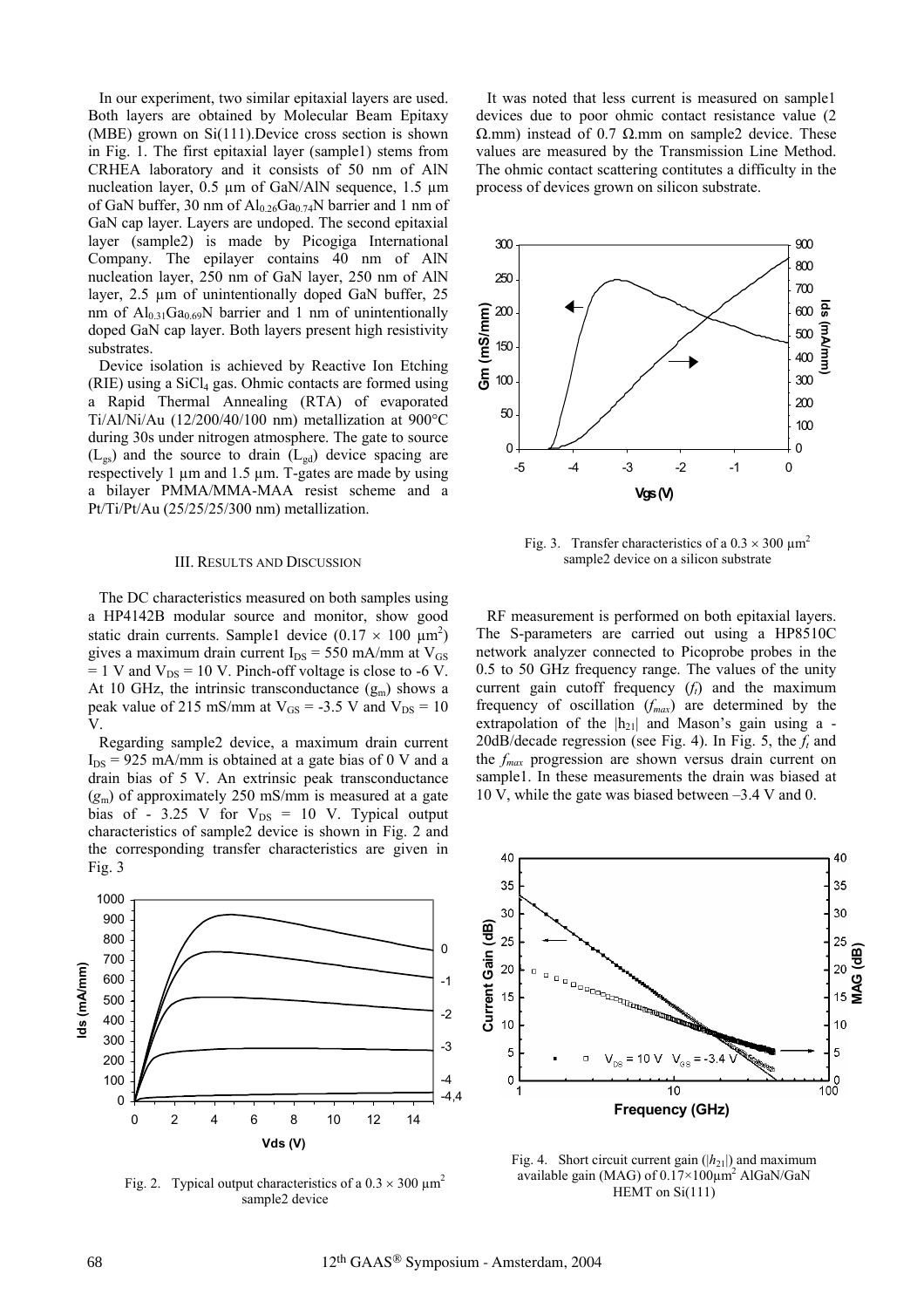In our experiment, two similar epitaxial layers are used. Both layers are obtained by Molecular Beam Epitaxy (MBE) grown on Si(111).Device cross section is shown in Fig. 1. The first epitaxial layer (sample1) stems from CRHEA laboratory and it consists of 50 nm of AlN nucleation layer, 0.5 µm of GaN/AlN sequence, 1.5 µm of GaN buffer, 30 nm of $Al_{0.26}Ga_{0.74}N$ barrier and 1 nm of GaN cap layer. Layers are undoped. The second epitaxial layer (sample2) is made by Picogiga International Company. The epilayer contains 40 nm of AlN nucleation layer, 250 nm of GaN layer, 250 nm of AlN layer, 2.5 µm of unintentionally doped GaN buffer, 25 nm of $Al_{0.31}Ga_{0.69}N$ barrier and 1 nm of unintentionally doped GaN cap layer. Both layers present high resistivity substrates.

Device isolation is achieved by Reactive Ion Etching (RIE) using a $SiCl_4$ gas. Ohmic contacts are formed using a Rapid Thermal Annealing (RTA) of evaporated Ti/Al/Ni/Au (12/200/40/100 nm) metallization at 900°C during 30s under nitrogen atmosphere. The gate to source ($L_{gs}$) and the source to drain ($L_{gd}$) device spacing are respectively 1 µm and 1.5 µm. T-gates are made by using a bilayer PMMA/MMA-MAA resist scheme and a Pt/Ti/Pt/Au (25/25/25/300 nm) metallization.

## III. Results and Discussion

The DC characteristics measured on both samples using a HP4142B modular source and monitor, show good static drain currents. Sample1 device (0.17 × 100 µm$^2$) gives a maximum drain current $I_{DS}$ = 550 mA/mm at $V_{GS}$ = 1 V and $V_{DS}$ = 10 V. Pinch-off voltage is close to -6 V. At 10 GHz, the intrinsic transconductance ($g_m$) shows a peak value of 215 mS/mm at $V_{GS}$ = -3.5 V and $V_{DS}$ = 10 V.

Regarding sample2 device, a maximum drain current $I_{DS}$ = 925 mA/mm is obtained at a gate bias of 0 V and a drain bias of 5 V. An extrinsic peak transconductance ($g_m$) of approximately 250 mS/mm is measured at a gate bias of - 3.25 V for $V_{DS}$ = 10 V. Typical output characteristics of sample2 device is shown in Fig. 2 and the corresponding transfer characteristics are given in Fig. 3

Fig. 2. Typical output characteristics of a 0.3 × 300 µm$^2$ sample2 device

It was noted that less current is measured on sample1 devices due to poor ohmic contact resistance value (2 Ω.mm) instead of 0.7 Ω.mm on sample2 device. These values are measured by the Transmission Line Method. The ohmic contact scattering contitutes a difficulty in the process of devices grown on silicon substrate.

Fig. 3. Transfer characteristics of a 0.3 × 300 µm$^2$ sample2 device on a silicon substrate

RF measurement is performed on both epitaxial layers. The S-parameters are carried out using a HP8510C network analyzer connected to Picoprobe probes in the 0.5 to 50 GHz frequency range. The values of the unity current gain cutoff frequency ($f_t$) and the maximum frequency of oscillation ($f_{max}$) are determined by the extrapolation of the $|h_{21}|$ and Mason's gain using a -20dB/decade regression (see Fig. 4). In Fig. 5, the $f_t$ and the $f_{max}$ progression are shown versus drain current on sample1. In these measurements the drain was biased at 10 V, while the gate was biased between –3.4 V and 0.

Fig. 4. Short circuit current gain ($|h_{21}|$) and maximum available gain (MAG) of 0.17×100µm$^2$ AlGaN/GaN HEMT on Si(111)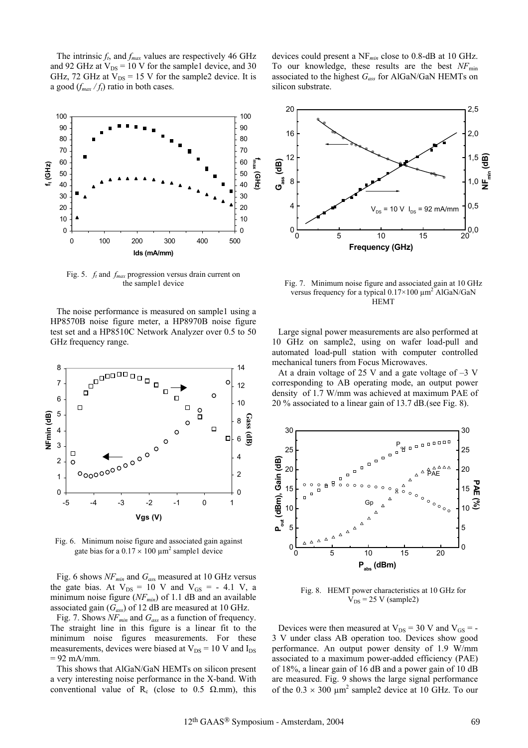The intrinsic $f_t$, and $f_{max}$ values are respectively 46 GHz and 92 GHz at $V_{DS}$ = 10 V for the sample1 device, and 30 GHz, 72 GHz at $V_{DS}$ = 15 V for the sample2 device. It is a good ($f_{max}$ / $f_t$) ratio in both cases.

Fig. 5. $f_t$ and $f_{max}$ progression versus drain current on the sample1 device

The noise performance is measured on sample1 using a HP8570B noise figure meter, a HP8970B noise figure test set and a HP8510C Network Analyzer over 0.5 to 50 GHz frequency range.

Fig. 6. Minimum noise figure and associated gain against gate bias for a $0.17 \times 100$ µm$^2$ sample1 device

Fig. 6 shows $NF_{min}$ and $G_{ass}$ measured at 10 GHz versus the gate bias. At $V_{DS}$ = 10 V and $V_{GS}$ = - 4.1 V, a minimum noise figure ($NF_{min}$) of 1.1 dB and an available associated gain ($G_{ass}$) of 12 dB are measured at 10 GHz.

Fig. 7. Shows $NF_{min}$ and $G_{ass}$ as a function of frequency. The straight line in this figure is a linear fit to the minimum noise figures measurements. For these measurements, devices were biased at $V_{DS}$ = 10 V and $I_{DS}$ = 92 mA/mm.

This shows that AlGaN/GaN HEMTs on silicon present a very interesting noise performance in the X-band. With conventional value of $R_c$ (close to 0.5 Ω.mm), this devices could present a $NF_{min}$ close to 0.8-dB at 10 GHz. To our knowledge, these results are the best $NF_{min}$ associated to the highest $G_{ass}$ for AlGaN/GaN HEMTs on silicon substrate.

Fig. 7. Minimum noise figure and associated gain at 10 GHz versus frequency for a typical $0.17 \times 100$ µm$^2$ AlGaN/GaN HEMT

Large signal power measurements are also performed at 10 GHz on sample2, using on wafer load-pull and automated load-pull station with computer controlled mechanical tuners from Focus Microwaves.

At a drain voltage of 25 V and a gate voltage of –3 V corresponding to AB operating mode, an output power density of 1.7 W/mm was achieved at maximum PAE of 20 % associated to a linear gain of 13.7 dB.(see Fig. 8).

Fig. 8. HEMT power characteristics at 10 GHz for $V_{DS}$ = 25 V (sample2)

Devices were then measured at $V_{DS}$ = 30 V and $V_{GS}$ = -3 V under class AB operation too. Devices show good performance. An output power density of 1.9 W/mm associated to a maximum power-added efficiency (PAE) of 18%, a linear gain of 16 dB and a power gain of 10 dB are measured. Fig. 9 shows the large signal performance of the $0.3 \times 300$ µm$^2$ sample2 device at 10 GHz. To our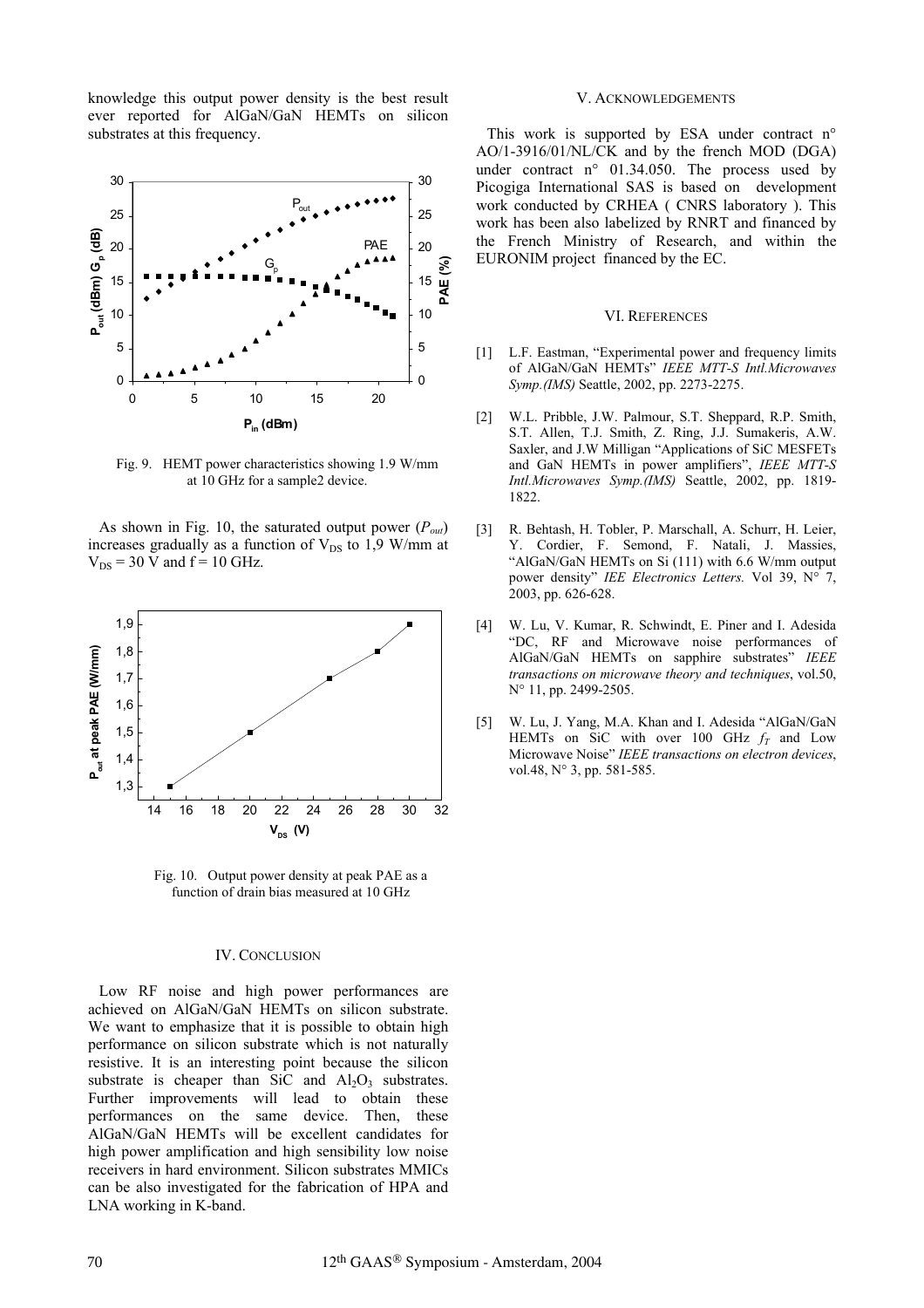knowledge this output power density is the best result ever reported for AlGaN/GaN HEMTs on silicon substrates at this frequency.

30
25
20
15
10
5
0
0 5 10 15 20
$P_{out}$ (dBm) $G_p$ (dB)
$P_{in}$ (dBm)
PAE (%)
$P_{out}$
PAE
$G_p$

Fig. 9. HEMT power characteristics showing 1.9 W/mm at 10 GHz for a sample2 device.

As shown in Fig. 10, the saturated output power ($P_{out}$) increases gradually as a function of $V_{DS}$ to 1,9 W/mm at $V_{DS}$ = 30 V and f = 10 GHz.

1,9
1,8
1,7
1,6
1,5
1,4
1,3
14 16 18 20 22 24 26 28 30 32
$P_{out}$ at peak PAE (W/mm)
$V_{DS}$ (V)

Fig. 10. Output power density at peak PAE as a function of drain bias measured at 10 GHz

## IV. Conclusion

Low RF noise and high power performances are achieved on AlGaN/GaN HEMTs on silicon substrate. We want to emphasize that it is possible to obtain high performance on silicon substrate which is not naturally resistive. It is an interesting point because the silicon substrate is cheaper than SiC and $Al_2O_3$ substrates. Further improvements will lead to obtain these performances on the same device. Then, these AlGaN/GaN HEMTs will be excellent candidates for high power amplification and high sensibility low noise receivers in hard environment. Silicon substrates MMICs can be also investigated for the fabrication of HPA and LNA working in K-band.

## V. Acknowledgements

This work is supported by ESA under contract n° AO/1-3916/01/NL/CK and by the french MOD (DGA) under contract n° 01.34.050. The process used by Picogiga International SAS is based on development work conducted by CRHEA ( CNRS laboratory ). This work has been also labelized by RNRT and financed by the French Ministry of Research, and within the EURONIM project financed by the EC.

## VI. References

[1] L.F. Eastman, "Experimental power and frequency limits of AlGaN/GaN HEMTs" *IEEE MTT-S Intl.Microwaves Symp.(IMS)* Seattle, 2002, pp. 2273-2275.

[2] W.L. Pribble, J.W. Palmour, S.T. Sheppard, R.P. Smith, S.T. Allen, T.J. Smith, Z. Ring, J.J. Sumakeris, A.W. Saxler, and J.W Milligan "Applications of SiC MESFETs and GaN HEMTs in power amplifiers", *IEEE MTT-S Intl.Microwaves Symp.(IMS)* Seattle, 2002, pp. 1819-1822.

[3] R. Behtash, H. Tobler, P. Marschall, A. Schurr, H. Leier, Y. Cordier, F. Semond, F. Natali, J. Massies, "AlGaN/GaN HEMTs on Si (111) with 6.6 W/mm output power density" *IEE Electronics Letters.* Vol 39, N° 7, 2003, pp. 626-628.

[4] W. Lu, V. Kumar, R. Schwindt, E. Piner and I. Adesida "DC, RF and Microwave noise performances of AlGaN/GaN HEMTs on sapphire substrates" *IEEE transactions on microwave theory and techniques*, vol.50, N° 11, pp. 2499-2505.

[5] W. Lu, J. Yang, M.A. Khan and I. Adesida "AlGaN/GaN HEMTs on SiC with over 100 GHz $f_T$ and Low Microwave Noise" *IEEE transactions on electron devices*, vol.48, N° 3, pp. 581-585.